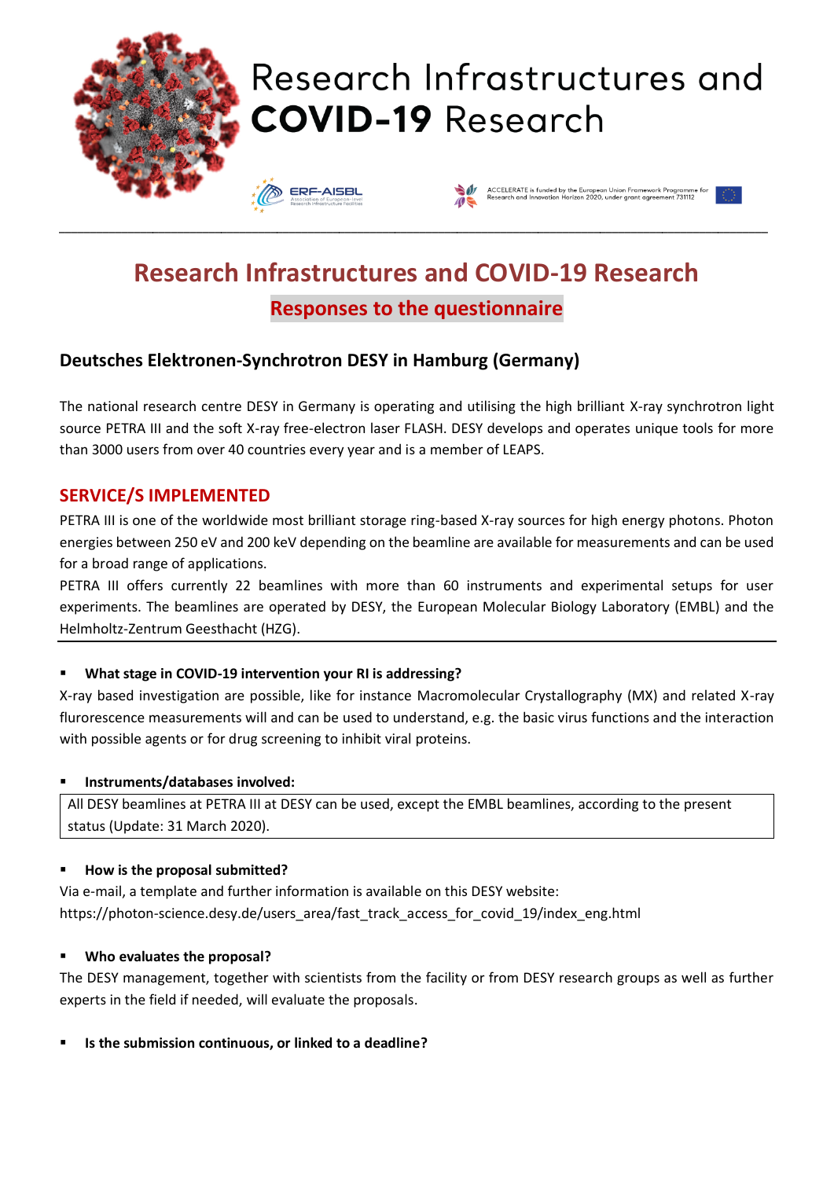# Research Infrastructures and COVID-19 Research

ERF-AISBL Association of European-level Research Infrastructure Facilities

ACCELERATE is funded by the European Union Framework Programme for Research and Innovation Horizon 2020, under grant agreement 731112

## Research Infrastructures and COVID-19 Research

### Responses to the questionnaire

### Deutsches Elektronen-Synchrotron DESY in Hamburg (Germany)

The national research centre DESY in Germany is operating and utilising the high brilliant X-ray synchrotron light source PETRA III and the soft X-ray free-electron laser FLASH. DESY develops and operates unique tools for more than 3000 users from over 40 countries every year and is a member of LEAPS.

## SERVICE/S IMPLEMENTED

PETRA III is one of the worldwide most brilliant storage ring-based X-ray sources for high energy photons. Photon energies between 250 eV and 200 keV depending on the beamline are available for measurements and can be used for a broad range of applications.

PETRA III offers currently 22 beamlines with more than 60 instruments and experimental setups for user experiments. The beamlines are operated by DESY, the European Molecular Biology Laboratory (EMBL) and the Helmholtz-Zentrum Geesthacht (HZG).

- **What stage in COVID-19 intervention your RI is addressing?**

X-ray based investigation are possible, like for instance Macromolecular Crystallography (MX) and related X-ray flurorescence measurements will and can be used to understand, e.g. the basic virus functions and the interaction with possible agents or for drug screening to inhibit viral proteins.

- **Instruments/databases involved:**

All DESY beamlines at PETRA III at DESY can be used, except the EMBL beamlines, according to the present status (Update: 31 March 2020).

- **How is the proposal submitted?**

Via e-mail, a template and further information is available on this DESY website:
https://photon-science.desy.de/users_area/fast_track_access_for_covid_19/index_eng.html

- **Who evaluates the proposal?**

The DESY management, together with scientists from the facility or from DESY research groups as well as further experts in the field if needed, will evaluate the proposals.

- **Is the submission continuous, or linked to a deadline?**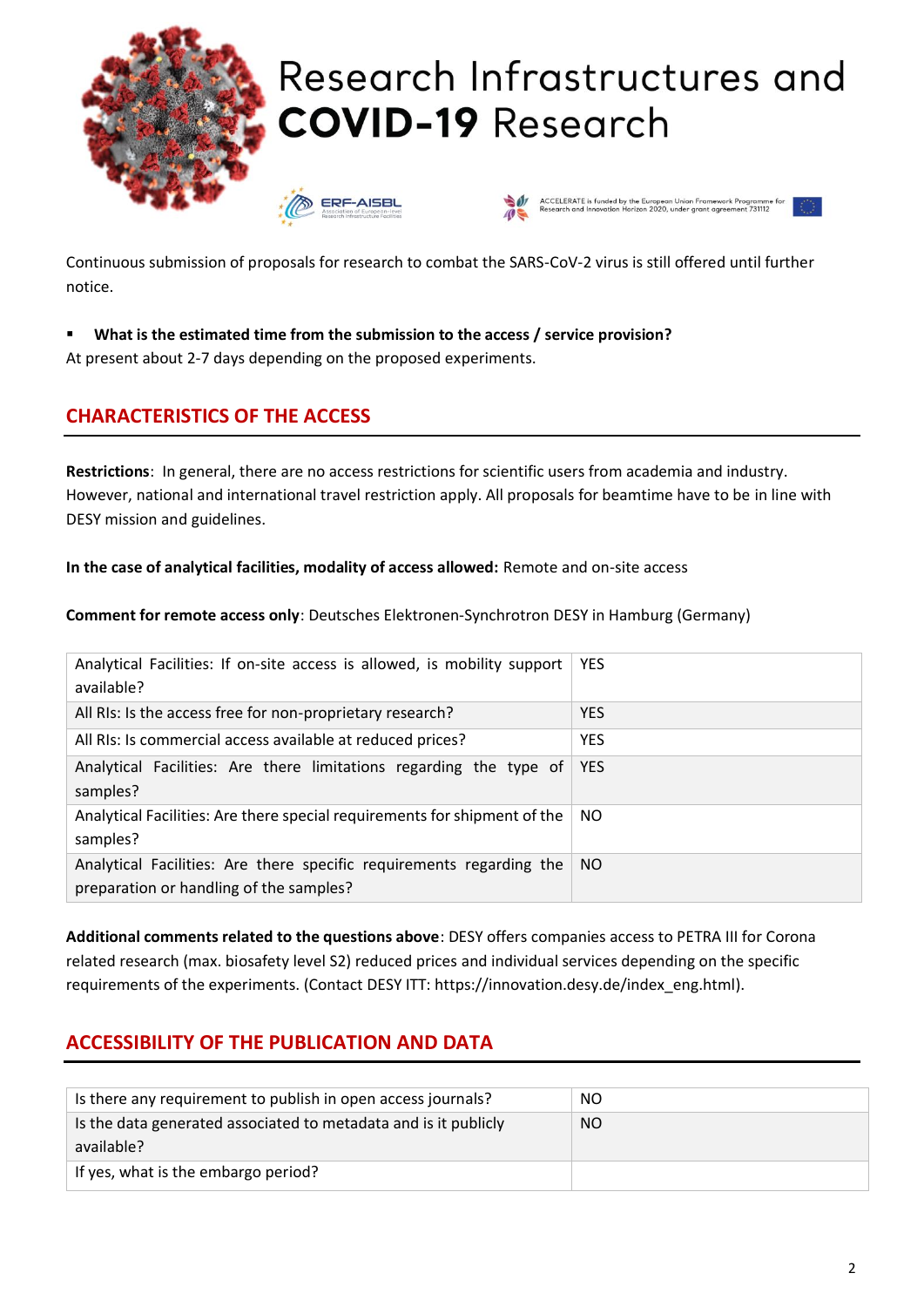# Research Infrastructures and **COVID-19** Research

ERF-AISBL Association of European-level Research Infrastructure Facilities

ACCELERATE is funded by the European Union Framework Programme for Research and Innovation Horizon 2020, under grant agreement 731112

Continuous submission of proposals for research to combat the SARS-CoV-2 virus is still offered until further notice.

- **What is the estimated time from the submission to the access / service provision?**

At present about 2-7 days depending on the proposed experiments.

## CHARACTERISTICS OF THE ACCESS

**Restrictions**: In general, there are no access restrictions for scientific users from academia and industry. However, national and international travel restriction apply. All proposals for beamtime have to be in line with DESY mission and guidelines.

**In the case of analytical facilities, modality of access allowed:** Remote and on-site access

**Comment for remote access only**: Deutsches Elektronen-Synchrotron DESY in Hamburg (Germany)

| | |
|---|---|
| Analytical Facilities: If on-site access is allowed, is mobility support available? | YES |
| All RIs: Is the access free for non-proprietary research? | YES |
| All RIs: Is commercial access available at reduced prices? | YES |
| Analytical Facilities: Are there limitations regarding the type of samples? | YES |
| Analytical Facilities: Are there special requirements for shipment of the samples? | NO |
| Analytical Facilities: Are there specific requirements regarding the preparation or handling of the samples? | NO |

**Additional comments related to the questions above**: DESY offers companies access to PETRA III for Corona related research (max. biosafety level S2) reduced prices and individual services depending on the specific requirements of the experiments. (Contact DESY ITT: https://innovation.desy.de/index_eng.html).

## ACCESSIBILITY OF THE PUBLICATION AND DATA

| | |
|---|---|
| Is there any requirement to publish in open access journals? | NO |
| Is the data generated associated to metadata and is it publicly available? | NO |
| If yes, what is the embargo period? | |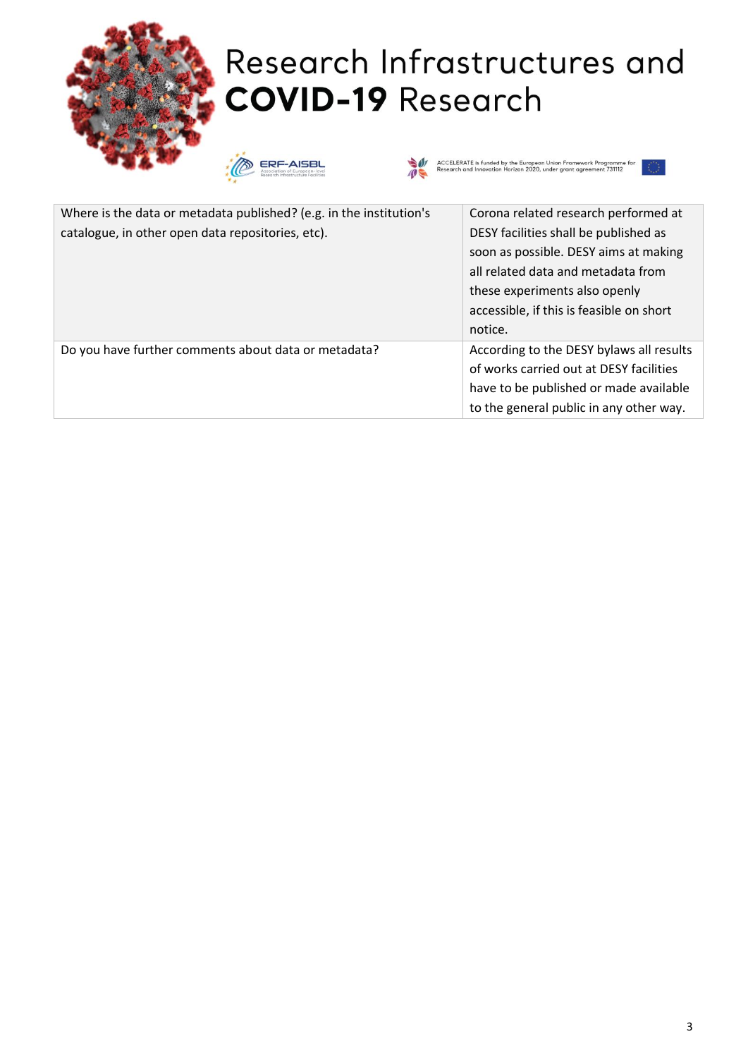| | |
|---|---|
| Where is the data or metadata published? (e.g. in the institution's catalogue, in other open data repositories, etc). | Corona related research performed at DESY facilities shall be published as soon as possible. DESY aims at making all related data and metadata from these experiments also openly accessible, if this is feasible on short notice. |
| Do you have further comments about data or metadata? | According to the DESY bylaws all results of works carried out at DESY facilities have to be published or made available to the general public in any other way. |